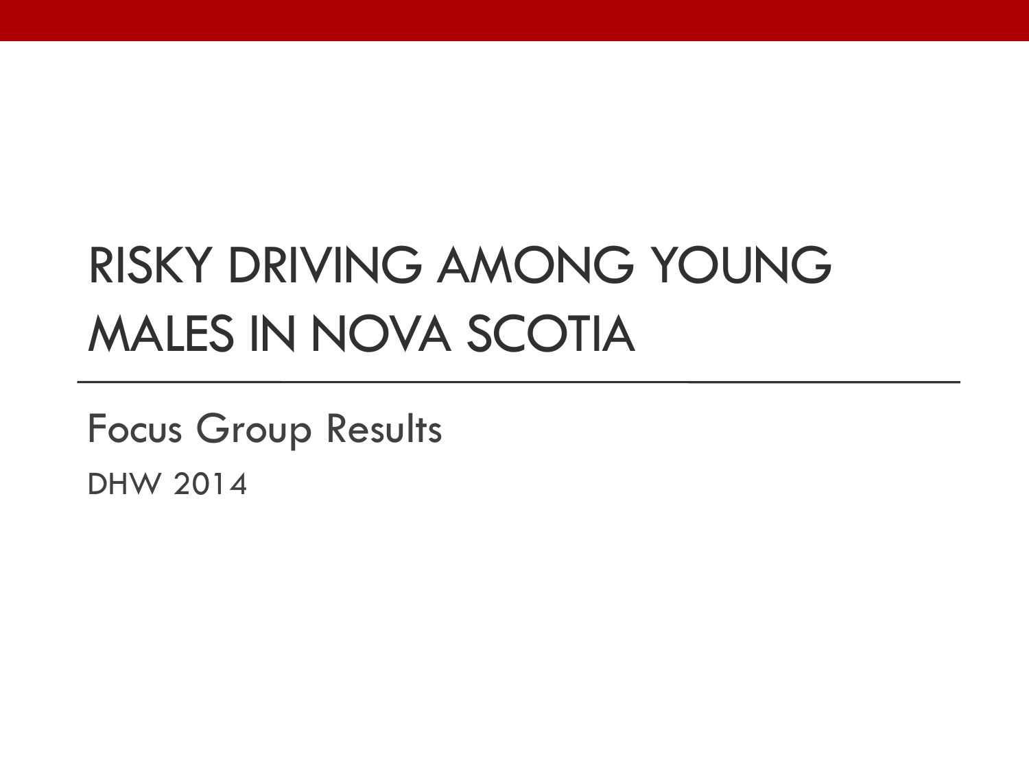# RISKY DRIVING AMONG YOUNG MALES IN NOVA SCOTIA

## Focus Group Results

DHW 2014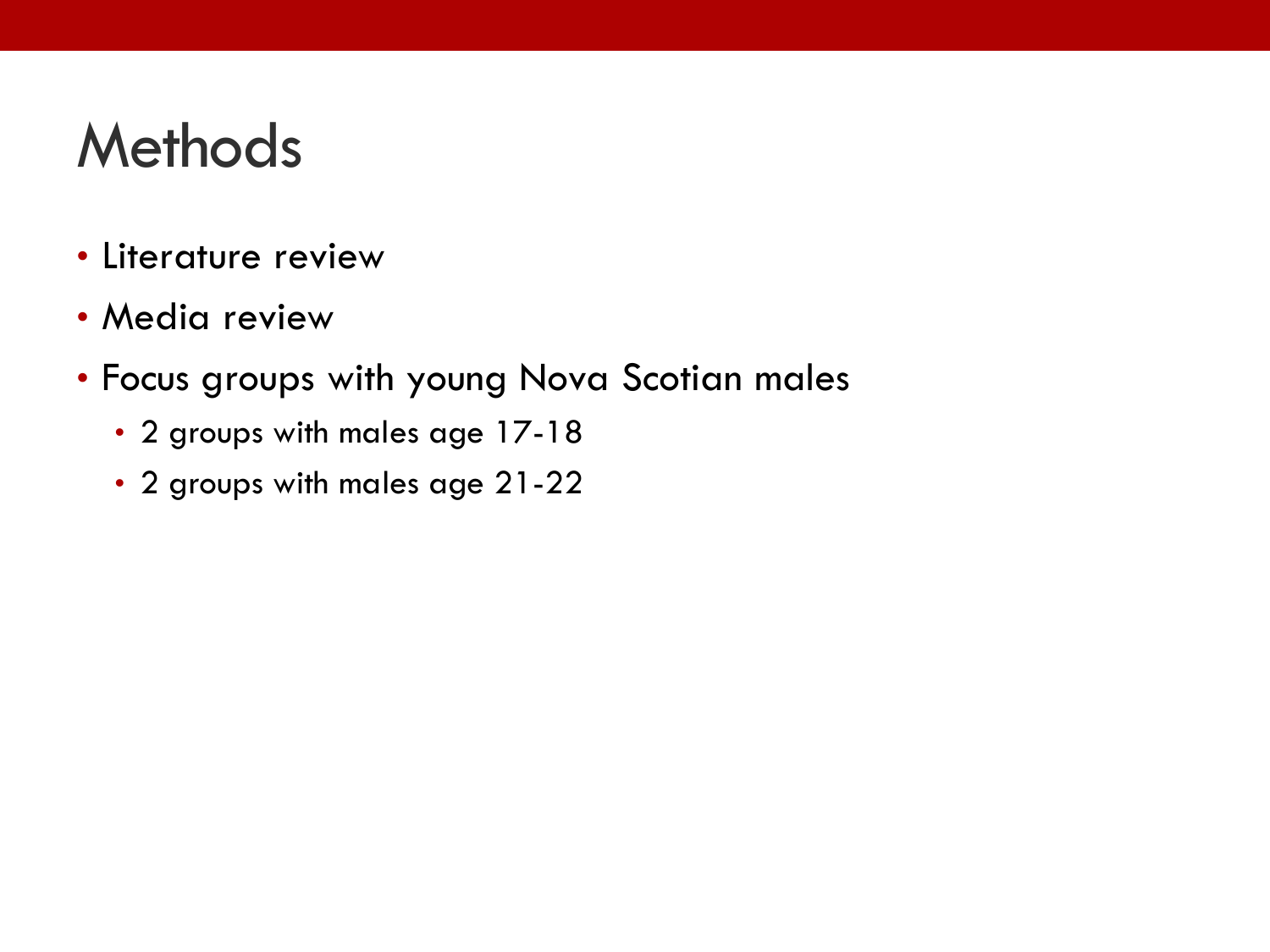# Methods

- Literature review
- Media review
- Focus groups with young Nova Scotian males
  - 2 groups with males age 17-18
  - 2 groups with males age 21-22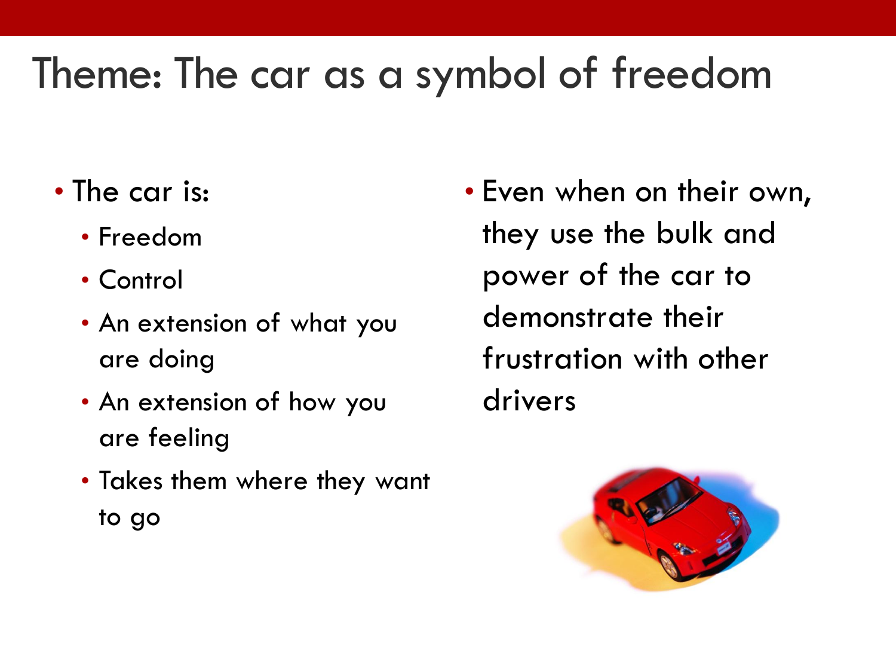# Theme: The car as a symbol of freedom

- The car is:
  - Freedom
  - Control
  - An extension of what you are doing
  - An extension of how you are feeling
  - Takes them where they want to go

- Even when on their own, they use the bulk and power of the car to demonstrate their frustration with other drivers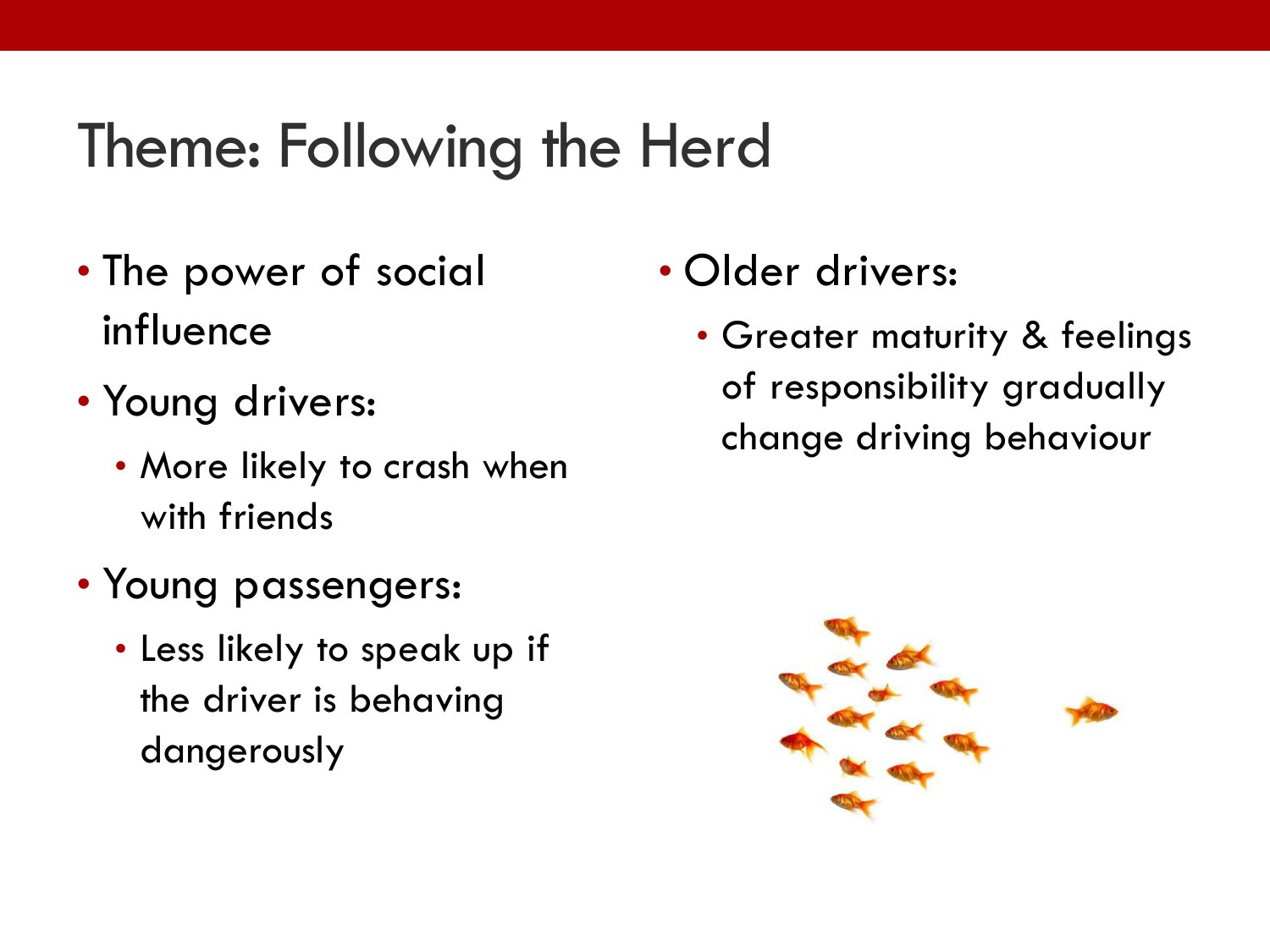# Theme: Following the Herd

- The power of social influence
- Young drivers:
  - More likely to crash when with friends
- Young passengers:
  - Less likely to speak up if the driver is behaving dangerously
- Older drivers:
  - Greater maturity & feelings of responsibility gradually change driving behaviour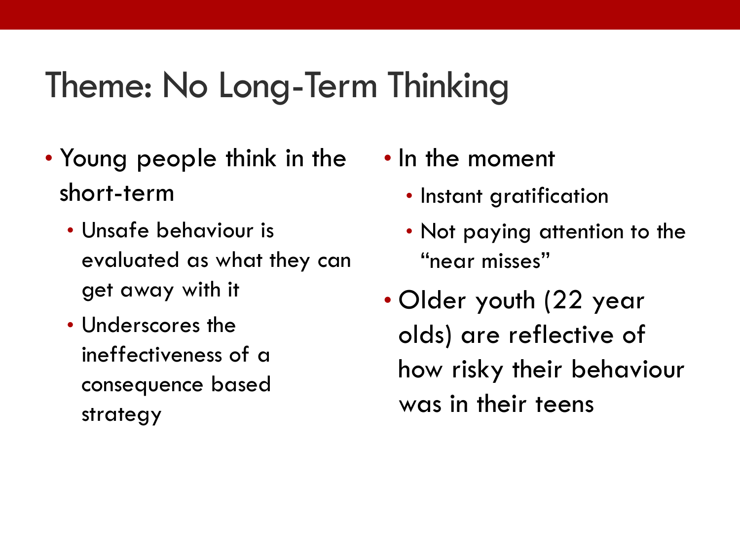# Theme: No Long-Term Thinking

- Young people think in the short-term
  - Unsafe behaviour is evaluated as what they can get away with it
  - Underscores the ineffectiveness of a consequence based strategy
- In the moment
  - Instant gratification
  - Not paying attention to the "near misses"
- Older youth (22 year olds) are reflective of how risky their behaviour was in their teens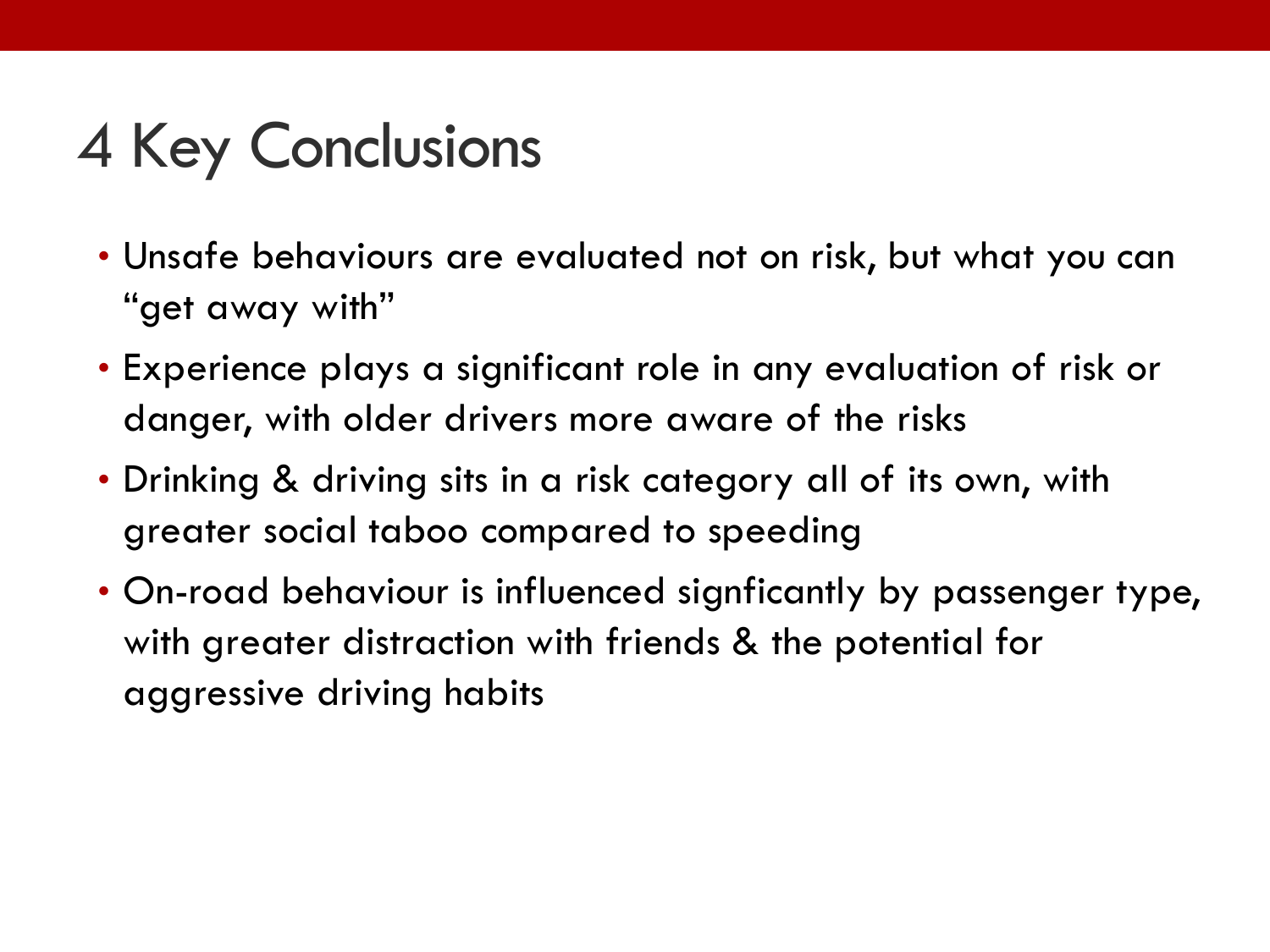# 4 Key Conclusions

- Unsafe behaviours are evaluated not on risk, but what you can "get away with"
- Experience plays a significant role in any evaluation of risk or danger, with older drivers more aware of the risks
- Drinking & driving sits in a risk category all of its own, with greater social taboo compared to speeding
- On-road behaviour is influenced signficantly by passenger type, with greater distraction with friends & the potential for aggressive driving habits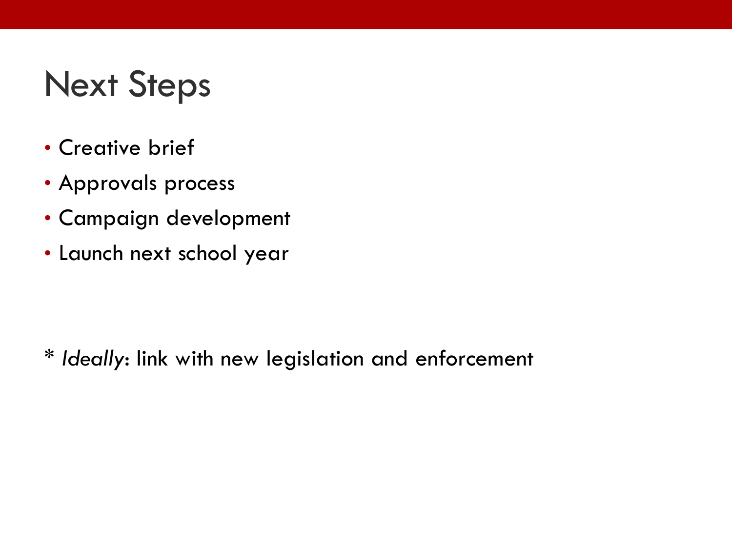# Next Steps

- Creative brief
- Approvals process
- Campaign development
- Launch next school year

* *Ideally*: link with new legislation and enforcement